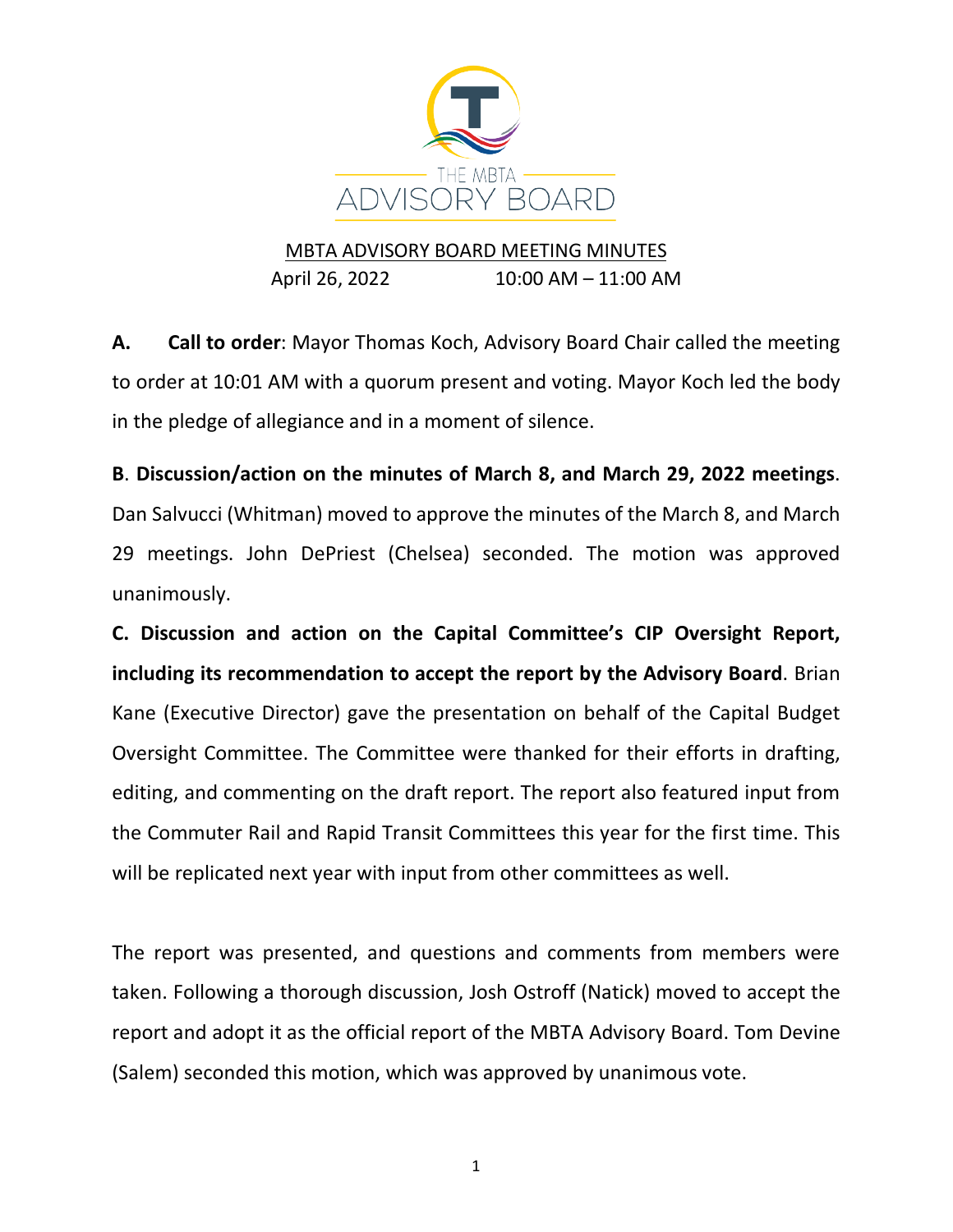THE MBTA ADVISORY BOARD

# MBTA ADVISORY BOARD MEETING MINUTES

April 26, 2022 10:00 AM – 11:00 AM

**A. Call to order**: Mayor Thomas Koch, Advisory Board Chair called the meeting to order at 10:01 AM with a quorum present and voting. Mayor Koch led the body in the pledge of allegiance and in a moment of silence.

**B**. **Discussion/action on the minutes of March 8, and March 29, 2022 meetings**. Dan Salvucci (Whitman) moved to approve the minutes of the March 8, and March 29 meetings. John DePriest (Chelsea) seconded. The motion was approved unanimously.

**C. Discussion and action on the Capital Committee's CIP Oversight Report, including its recommendation to accept the report by the Advisory Board**. Brian Kane (Executive Director) gave the presentation on behalf of the Capital Budget Oversight Committee. The Committee were thanked for their efforts in drafting, editing, and commenting on the draft report. The report also featured input from the Commuter Rail and Rapid Transit Committees this year for the first time. This will be replicated next year with input from other committees as well.

The report was presented, and questions and comments from members were taken. Following a thorough discussion, Josh Ostroff (Natick) moved to accept the report and adopt it as the official report of the MBTA Advisory Board. Tom Devine (Salem) seconded this motion, which was approved by unanimous vote.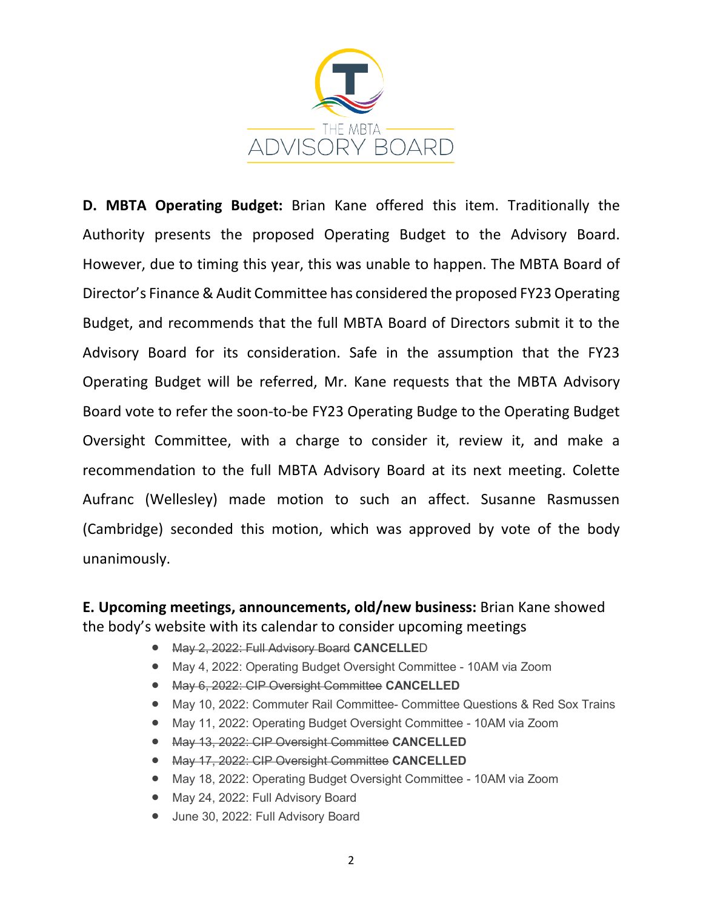**D. MBTA Operating Budget:** Brian Kane offered this item. Traditionally the Authority presents the proposed Operating Budget to the Advisory Board. However, due to timing this year, this was unable to happen. The MBTA Board of Director's Finance & Audit Committee has considered the proposed FY23 Operating Budget, and recommends that the full MBTA Board of Directors submit it to the Advisory Board for its consideration. Safe in the assumption that the FY23 Operating Budget will be referred, Mr. Kane requests that the MBTA Advisory Board vote to refer the soon-to-be FY23 Operating Budge to the Operating Budget Oversight Committee, with a charge to consider it, review it, and make a recommendation to the full MBTA Advisory Board at its next meeting. Colette Aufranc (Wellesley) made motion to such an affect. Susanne Rasmussen (Cambridge) seconded this motion, which was approved by vote of the body unanimously.

**E. Upcoming meetings, announcements, old/new business:** Brian Kane showed the body's website with its calendar to consider upcoming meetings

- ~~May 2, 2022: Full Advisory Board~~ **CANCELLE**D
- May 4, 2022: Operating Budget Oversight Committee - 10AM via Zoom
- ~~May 6, 2022: CIP Oversight Committee~~ **CANCELLED**
- May 10, 2022: Commuter Rail Committee- Committee Questions & Red Sox Trains
- May 11, 2022: Operating Budget Oversight Committee - 10AM via Zoom
- ~~May 13, 2022: CIP Oversight Committee~~ **CANCELLED**
- ~~May 17, 2022: CIP Oversight Committee~~ **CANCELLED**
- May 18, 2022: Operating Budget Oversight Committee - 10AM via Zoom
- May 24, 2022: Full Advisory Board
- June 30, 2022: Full Advisory Board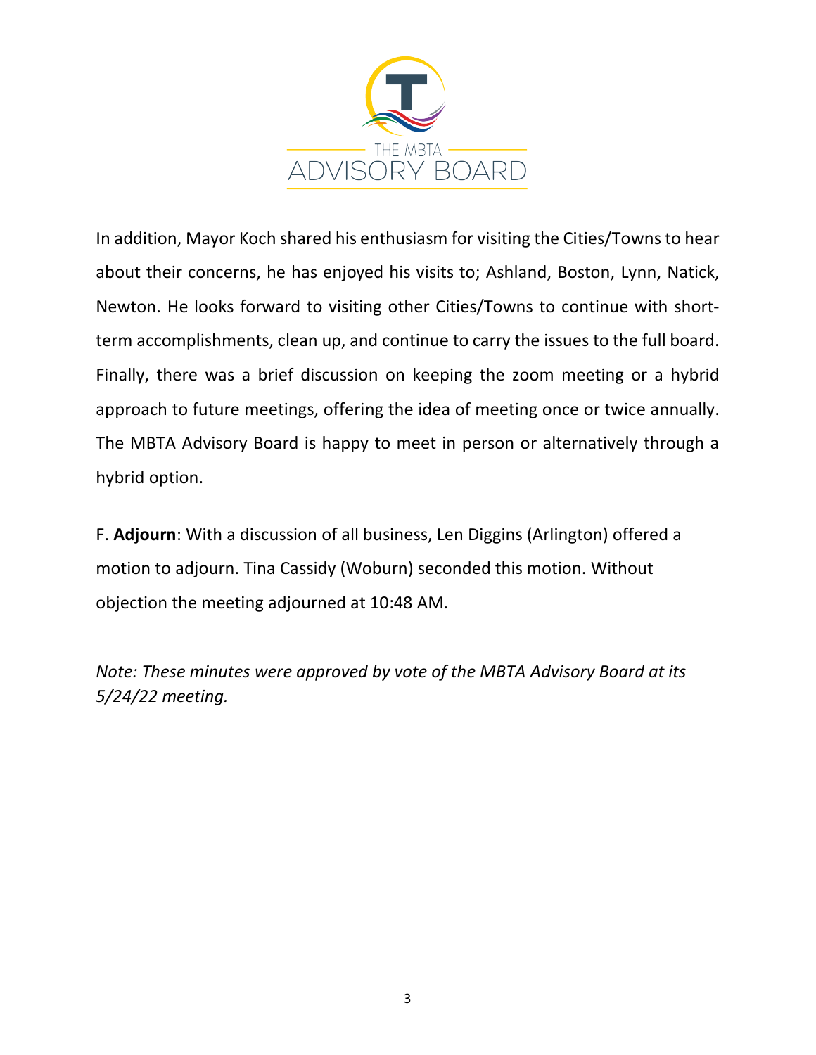In addition, Mayor Koch shared his enthusiasm for visiting the Cities/Towns to hear about their concerns, he has enjoyed his visits to; Ashland, Boston, Lynn, Natick, Newton. He looks forward to visiting other Cities/Towns to continue with short-term accomplishments, clean up, and continue to carry the issues to the full board. Finally, there was a brief discussion on keeping the zoom meeting or a hybrid approach to future meetings, offering the idea of meeting once or twice annually. The MBTA Advisory Board is happy to meet in person or alternatively through a hybrid option.

F. **Adjourn**: With a discussion of all business, Len Diggins (Arlington) offered a motion to adjourn. Tina Cassidy (Woburn) seconded this motion. Without objection the meeting adjourned at 10:48 AM.

*Note: These minutes were approved by vote of the MBTA Advisory Board at its 5/24/22 meeting.*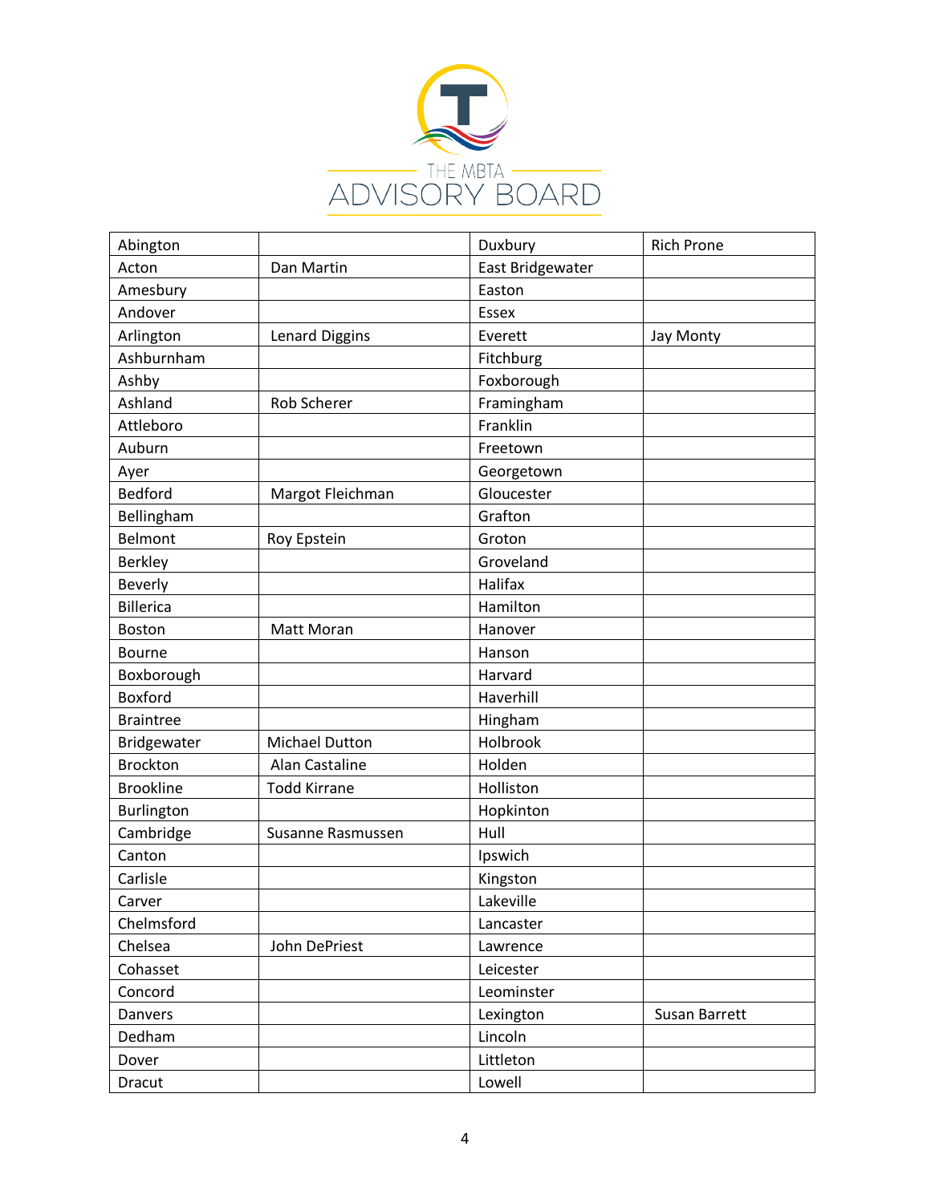THE MBTA ADVISORY BOARD

| Abington | | Duxbury | Rich Prone |
|---|---|---|---|
| Acton | Dan Martin | East Bridgewater | |
| Amesbury | | Easton | |
| Andover | | Essex | |
| Arlington | Lenard Diggins | Everett | Jay Monty |
| Ashburnham | | Fitchburg | |
| Ashby | | Foxborough | |
| Ashland | Rob Scherer | Framingham | |
| Attleboro | | Franklin | |
| Auburn | | Freetown | |
| Ayer | | Georgetown | |
| Bedford | Margot Fleichman | Gloucester | |
| Bellingham | | Grafton | |
| Belmont | Roy Epstein | Groton | |
| Berkley | | Groveland | |
| Beverly | | Halifax | |
| Billerica | | Hamilton | |
| Boston | Matt Moran | Hanover | |
| Bourne | | Hanson | |
| Boxborough | | Harvard | |
| Boxford | | Haverhill | |
| Braintree | | Hingham | |
| Bridgewater | Michael Dutton | Holbrook | |
| Brockton | Alan Castaline | Holden | |
| Brookline | Todd Kirrane | Holliston | |
| Burlington | | Hopkinton | |
| Cambridge | Susanne Rasmussen | Hull | |
| Canton | | Ipswich | |
| Carlisle | | Kingston | |
| Carver | | Lakeville | |
| Chelmsford | | Lancaster | |
| Chelsea | John DePriest | Lawrence | |
| Cohasset | | Leicester | |
| Concord | | Leominster | |
| Danvers | | Lexington | Susan Barrett |
| Dedham | | Lincoln | |
| Dover | | Littleton | |
| Dracut | | Lowell | |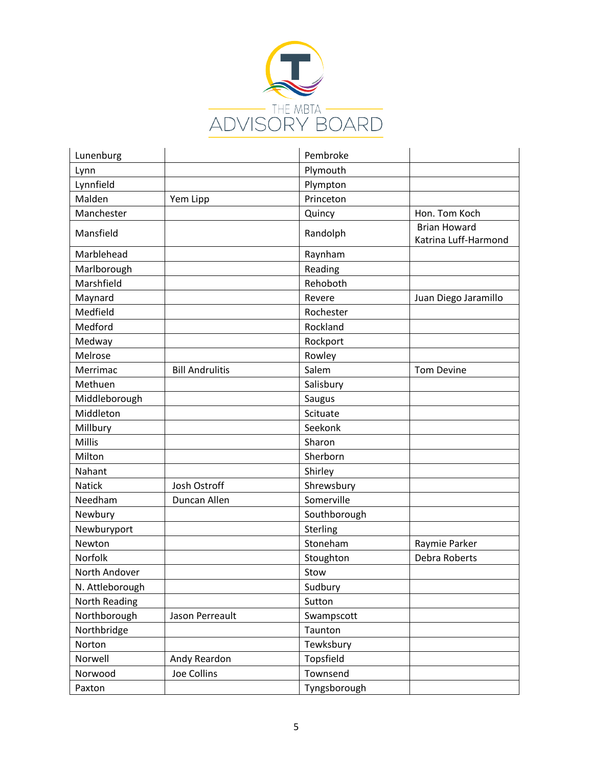| Lunenburg | | Pembroke | |
|---|---|---|---|
| Lynn | | Plymouth | |
| Lynnfield | | Plympton | |
| Malden | Yem Lipp | Princeton | |
| Manchester | | Quincy | Hon. Tom Koch |
| Mansfield | | Randolph | Brian Howard<br>Katrina Luff-Harmond |
| Marblehead | | Raynham | |
| Marlborough | | Reading | |
| Marshfield | | Rehoboth | |
| Maynard | | Revere | Juan Diego Jaramillo |
| Medfield | | Rochester | |
| Medford | | Rockland | |
| Medway | | Rockport | |
| Melrose | | Rowley | |
| Merrimac | Bill Andrulitis | Salem | Tom Devine |
| Methuen | | Salisbury | |
| Middleborough | | Saugus | |
| Middleton | | Scituate | |
| Millbury | | Seekonk | |
| Millis | | Sharon | |
| Milton | | Sherborn | |
| Nahant | | Shirley | |
| Natick | Josh Ostroff | Shrewsbury | |
| Needham | Duncan Allen | Somerville | |
| Newbury | | Southborough | |
| Newburyport | | Sterling | |
| Newton | | Stoneham | Raymie Parker |
| Norfolk | | Stoughton | Debra Roberts |
| North Andover | | Stow | |
| N. Attleborough | | Sudbury | |
| North Reading | | Sutton | |
| Northborough | Jason Perreault | Swampscott | |
| Northbridge | | Taunton | |
| Norton | | Tewksbury | |
| Norwell | Andy Reardon | Topsfield | |
| Norwood | Joe Collins | Townsend | |
| Paxton | | Tyngsborough | |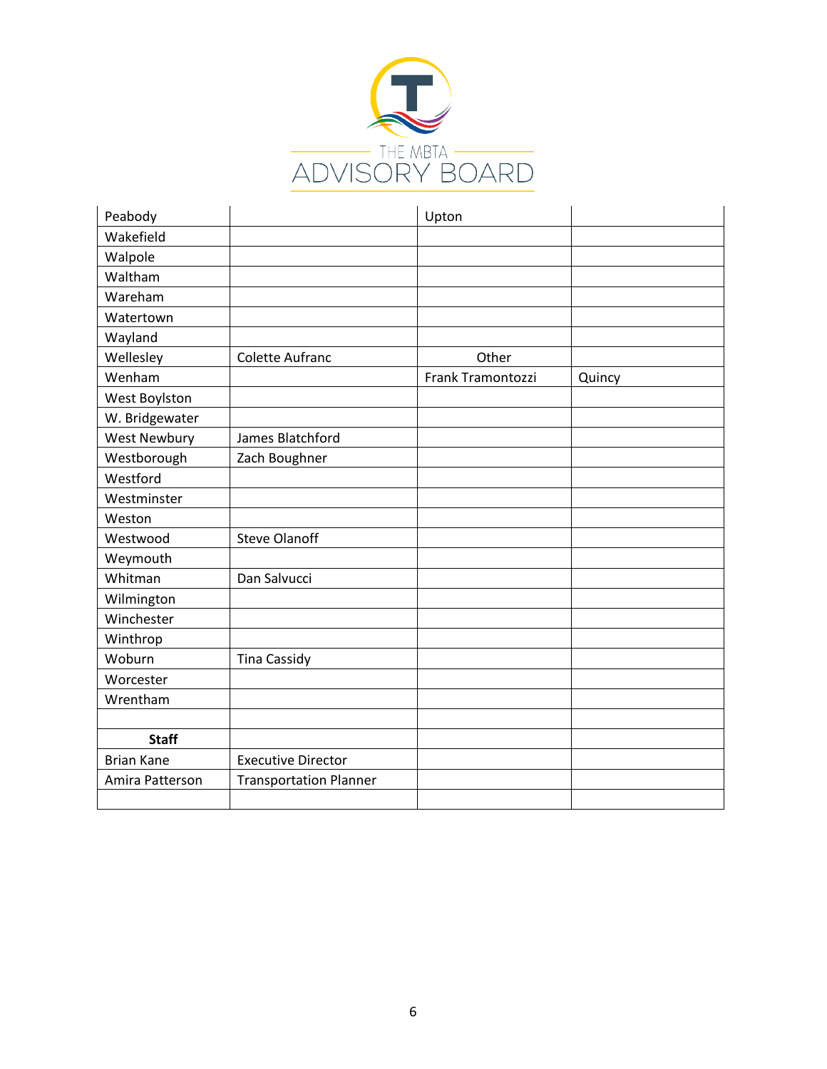THE MBTA ADVISORY BOARD

| | | | |
|---|---|---|---|
| Peabody | | Upton | |
| Wakefield | | | |
| Walpole | | | |
| Waltham | | | |
| Wareham | | | |
| Watertown | | | |
| Wayland | | | |
| Wellesley | Colette Aufranc | Other | |
| Wenham | | Frank Tramontozzi | Quincy |
| West Boylston | | | |
| W. Bridgewater | | | |
| West Newbury | James Blatchford | | |
| Westborough | Zach Boughner | | |
| Westford | | | |
| Westminster | | | |
| Weston | | | |
| Westwood | Steve Olanoff | | |
| Weymouth | | | |
| Whitman | Dan Salvucci | | |
| Wilmington | | | |
| Winchester | | | |
| Winthrop | | | |
| Woburn | Tina Cassidy | | |
| Worcester | | | |
| Wrentham | | | |
| | | | |
| **Staff** | | | |
| Brian Kane | Executive Director | | |
| Amira Patterson | Transportation Planner | | |
| | | | |